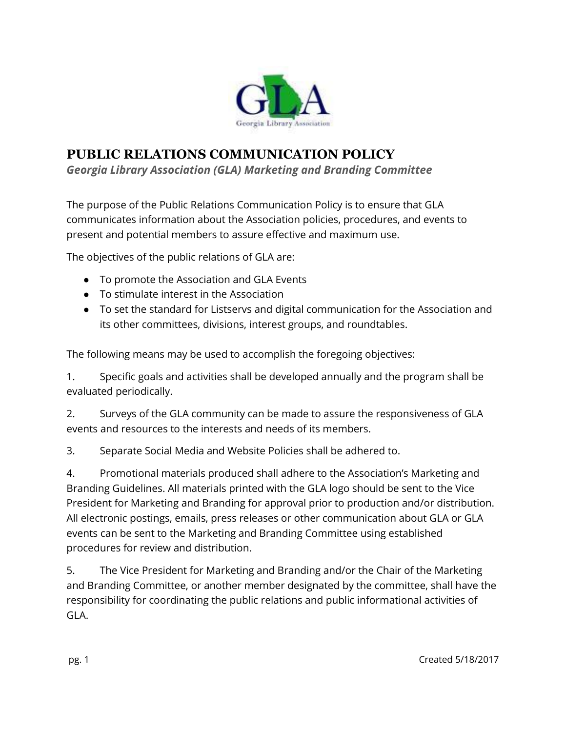# PUBLIC RELATIONS COMMUNICATION POLICY

***Georgia Library Association (GLA) Marketing and Branding Committee***

The purpose of the Public Relations Communication Policy is to ensure that GLA communicates information about the Association policies, procedures, and events to present and potential members to assure effective and maximum use.

The objectives of the public relations of GLA are:

- To promote the Association and GLA Events
- To stimulate interest in the Association
- To set the standard for Listservs and digital communication for the Association and its other committees, divisions, interest groups, and roundtables.

The following means may be used to accomplish the foregoing objectives:

1. Specific goals and activities shall be developed annually and the program shall be evaluated periodically.

2. Surveys of the GLA community can be made to assure the responsiveness of GLA events and resources to the interests and needs of its members.

3. Separate Social Media and Website Policies shall be adhered to.

4. Promotional materials produced shall adhere to the Association's Marketing and Branding Guidelines. All materials printed with the GLA logo should be sent to the Vice President for Marketing and Branding for approval prior to production and/or distribution. All electronic postings, emails, press releases or other communication about GLA or GLA events can be sent to the Marketing and Branding Committee using established procedures for review and distribution.

5. The Vice President for Marketing and Branding and/or the Chair of the Marketing and Branding Committee, or another member designated by the committee, shall have the responsibility for coordinating the public relations and public informational activities of GLA.

Created 5/18/2017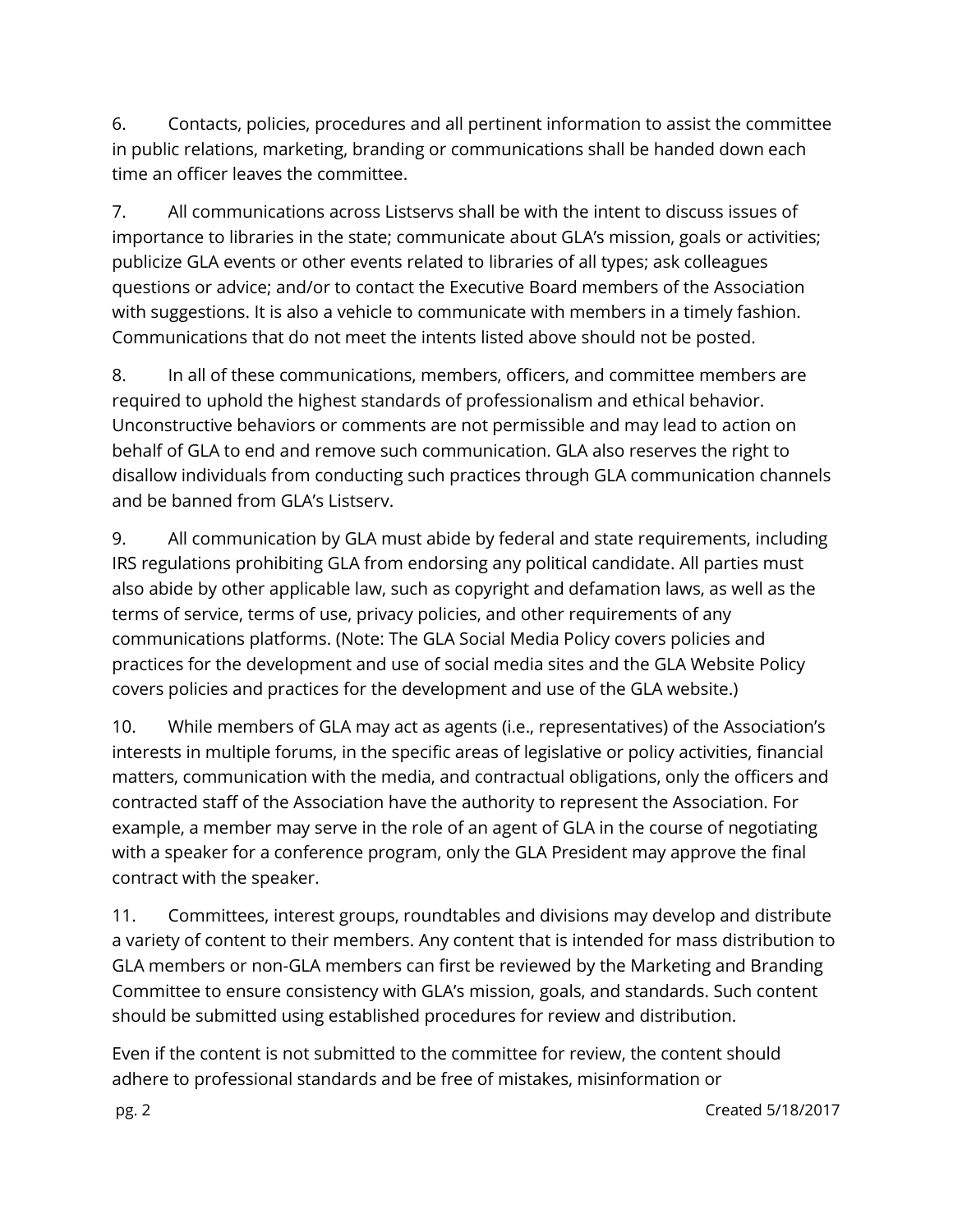6. Contacts, policies, procedures and all pertinent information to assist the committee in public relations, marketing, branding or communications shall be handed down each time an officer leaves the committee.

7. All communications across Listservs shall be with the intent to discuss issues of importance to libraries in the state; communicate about GLA's mission, goals or activities; publicize GLA events or other events related to libraries of all types; ask colleagues questions or advice; and/or to contact the Executive Board members of the Association with suggestions. It is also a vehicle to communicate with members in a timely fashion. Communications that do not meet the intents listed above should not be posted.

8. In all of these communications, members, officers, and committee members are required to uphold the highest standards of professionalism and ethical behavior. Unconstructive behaviors or comments are not permissible and may lead to action on behalf of GLA to end and remove such communication. GLA also reserves the right to disallow individuals from conducting such practices through GLA communication channels and be banned from GLA's Listserv.

9. All communication by GLA must abide by federal and state requirements, including IRS regulations prohibiting GLA from endorsing any political candidate. All parties must also abide by other applicable law, such as copyright and defamation laws, as well as the terms of service, terms of use, privacy policies, and other requirements of any communications platforms. (Note: The GLA Social Media Policy covers policies and practices for the development and use of social media sites and the GLA Website Policy covers policies and practices for the development and use of the GLA website.)

10. While members of GLA may act as agents (i.e., representatives) of the Association's interests in multiple forums, in the specific areas of legislative or policy activities, financial matters, communication with the media, and contractual obligations, only the officers and contracted staff of the Association have the authority to represent the Association. For example, a member may serve in the role of an agent of GLA in the course of negotiating with a speaker for a conference program, only the GLA President may approve the final contract with the speaker.

11. Committees, interest groups, roundtables and divisions may develop and distribute a variety of content to their members. Any content that is intended for mass distribution to GLA members or non-GLA members can first be reviewed by the Marketing and Branding Committee to ensure consistency with GLA's mission, goals, and standards. Such content should be submitted using established procedures for review and distribution.

Even if the content is not submitted to the committee for review, the content should adhere to professional standards and be free of mistakes, misinformation or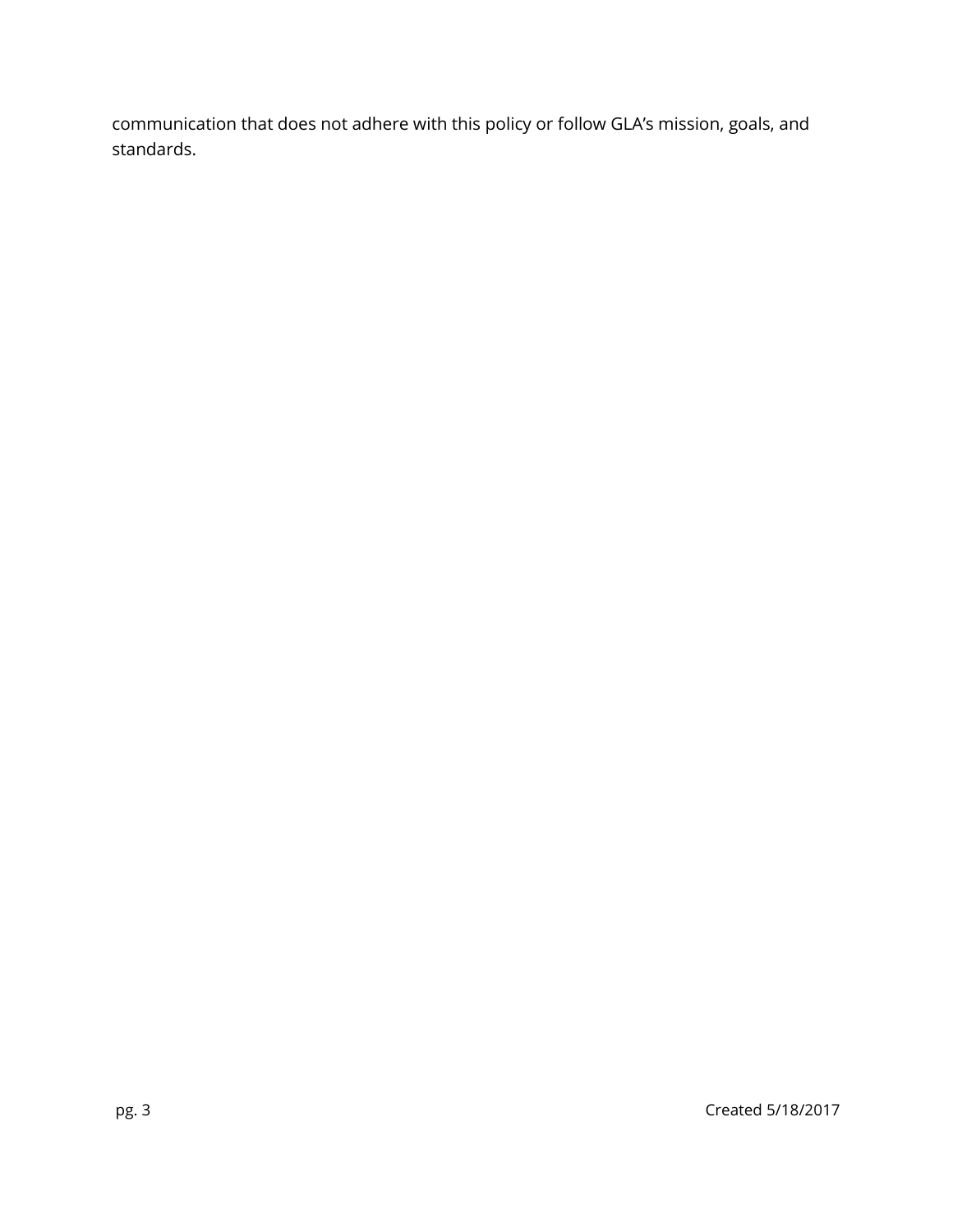communication that does not adhere with this policy or follow GLA's mission, goals, and standards.